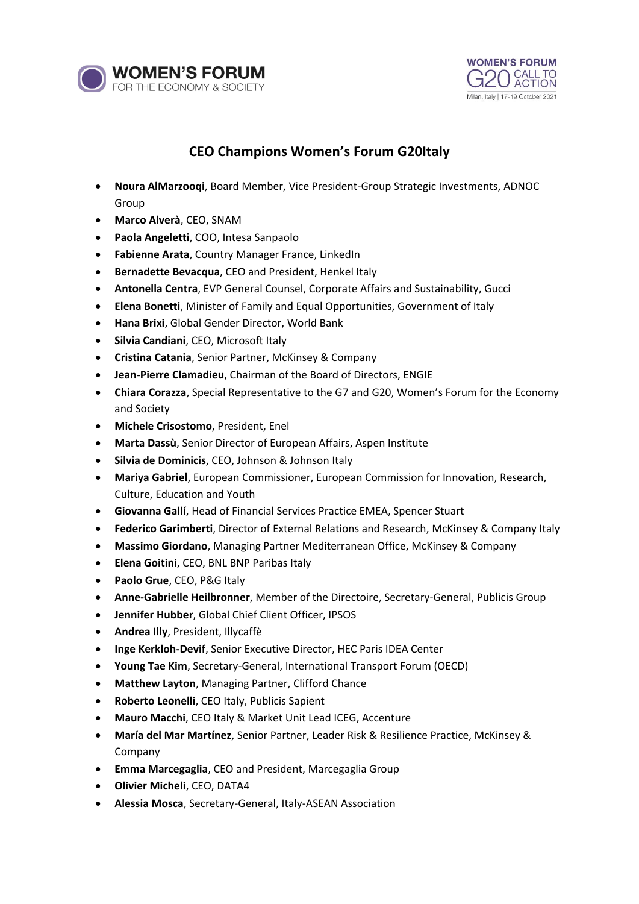# CEO Champions Women's Forum G20Italy

- **Noura AlMarzooqi**, Board Member, Vice President-Group Strategic Investments, ADNOC Group
- **Marco Alverà**, CEO, SNAM
- **Paola Angeletti**, COO, Intesa Sanpaolo
- **Fabienne Arata**, Country Manager France, LinkedIn
- **Bernadette Bevacqua**, CEO and President, Henkel Italy
- **Antonella Centra**, EVP General Counsel, Corporate Affairs and Sustainability, Gucci
- **Elena Bonetti**, Minister of Family and Equal Opportunities, Government of Italy
- **Hana Brixi**, Global Gender Director, World Bank
- **Silvia Candiani**, CEO, Microsoft Italy
- **Cristina Catania**, Senior Partner, McKinsey & Company
- **Jean-Pierre Clamadieu**, Chairman of the Board of Directors, ENGIE
- **Chiara Corazza**, Special Representative to the G7 and G20, Women's Forum for the Economy and Society
- **Michele Crisostomo**, President, Enel
- **Marta Dassù**, Senior Director of European Affairs, Aspen Institute
- **Silvia de Dominicis**, CEO, Johnson & Johnson Italy
- **Mariya Gabriel**, European Commissioner, European Commission for Innovation, Research, Culture, Education and Youth
- **Giovanna Gallí**, Head of Financial Services Practice EMEA, Spencer Stuart
- **Federico Garimberti**, Director of External Relations and Research, McKinsey & Company Italy
- **Massimo Giordano**, Managing Partner Mediterranean Office, McKinsey & Company
- **Elena Goitini**, CEO, BNL BNP Paribas Italy
- **Paolo Grue**, CEO, P&G Italy
- **Anne-Gabrielle Heilbronner**, Member of the Directoire, Secretary-General, Publicis Group
- **Jennifer Hubber**, Global Chief Client Officer, IPSOS
- **Andrea Illy**, President, Illycaffè
- **Inge Kerkloh-Devif**, Senior Executive Director, HEC Paris IDEA Center
- **Young Tae Kim**, Secretary-General, International Transport Forum (OECD)
- **Matthew Layton**, Managing Partner, Clifford Chance
- **Roberto Leonelli**, CEO Italy, Publicis Sapient
- **Mauro Macchi**, CEO Italy & Market Unit Lead ICEG, Accenture
- **María del Mar Martínez**, Senior Partner, Leader Risk & Resilience Practice, McKinsey & Company
- **Emma Marcegaglia**, CEO and President, Marcegaglia Group
- **Olivier Micheli**, CEO, DATA4
- **Alessia Mosca**, Secretary-General, Italy-ASEAN Association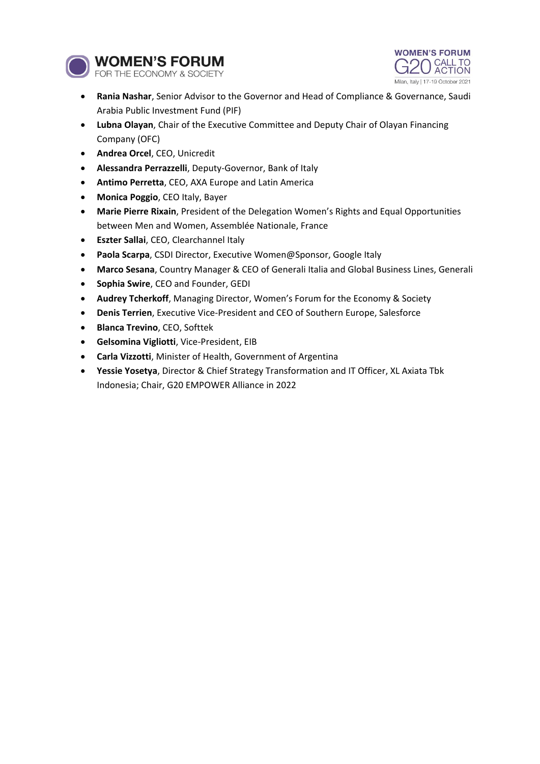- **Rania Nashar**, Senior Advisor to the Governor and Head of Compliance & Governance, Saudi Arabia Public Investment Fund (PIF)
- **Lubna Olayan**, Chair of the Executive Committee and Deputy Chair of Olayan Financing Company (OFC)
- **Andrea Orcel**, CEO, Unicredit
- **Alessandra Perrazzelli**, Deputy-Governor, Bank of Italy
- **Antimo Perretta**, CEO, AXA Europe and Latin America
- **Monica Poggio**, CEO Italy, Bayer
- **Marie Pierre Rixain**, President of the Delegation Women's Rights and Equal Opportunities between Men and Women, Assemblée Nationale, France
- **Eszter Sallai**, CEO, Clearchannel Italy
- **Paola Scarpa**, CSDI Director, Executive Women@Sponsor, Google Italy
- **Marco Sesana**, Country Manager & CEO of Generali Italia and Global Business Lines, Generali
- **Sophia Swire**, CEO and Founder, GEDI
- **Audrey Tcherkoff**, Managing Director, Women's Forum for the Economy & Society
- **Denis Terrien**, Executive Vice-President and CEO of Southern Europe, Salesforce
- **Blanca Trevino**, CEO, Softtek
- **Gelsomina Vigliotti**, Vice-President, EIB
- **Carla Vizzotti**, Minister of Health, Government of Argentina
- **Yessie Yosetya**, Director & Chief Strategy Transformation and IT Officer, XL Axiata Tbk Indonesia; Chair, G20 EMPOWER Alliance in 2022